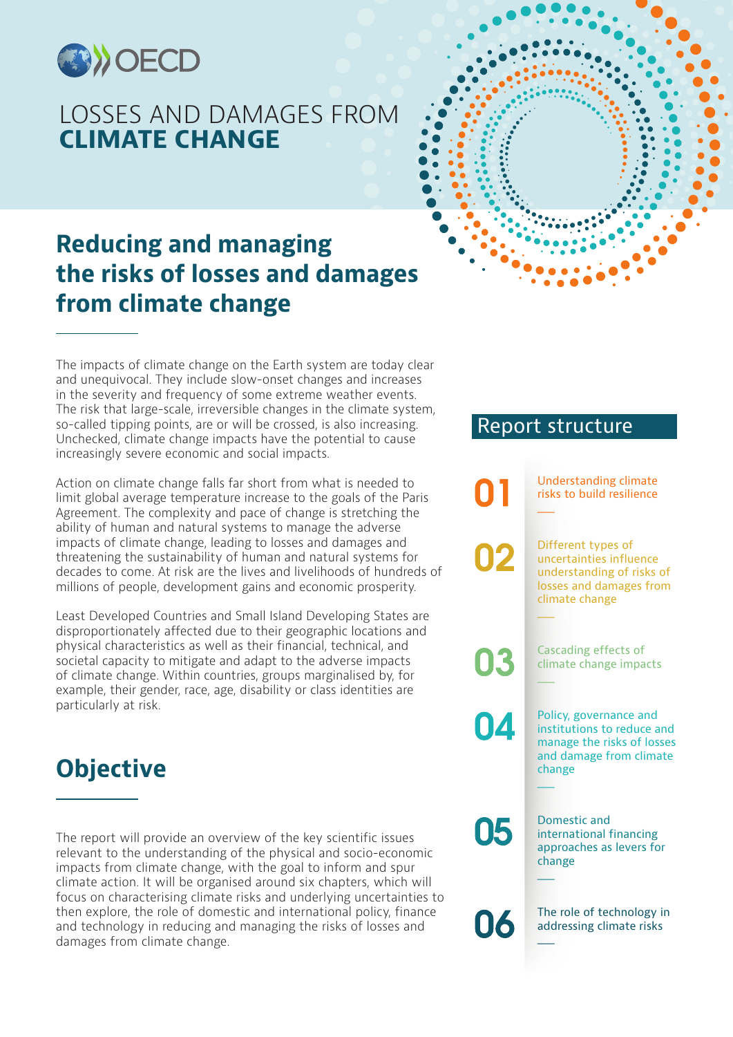OECD

# LOSSES AND DAMAGES FROM **CLIMATE CHANGE**

## Reducing and managing the risks of losses and damages from climate change

The impacts of climate change on the Earth system are today clear and unequivocal. They include slow-onset changes and increases in the severity and frequency of some extreme weather events. The risk that large-scale, irreversible changes in the climate system, so-called tipping points, are or will be crossed, is also increasing. Unchecked, climate change impacts have the potential to cause increasingly severe economic and social impacts.

Action on climate change falls far short from what is needed to limit global average temperature increase to the goals of the Paris Agreement. The complexity and pace of change is stretching the ability of human and natural systems to manage the adverse impacts of climate change, leading to losses and damages and threatening the sustainability of human and natural systems for decades to come. At risk are the lives and livelihoods of hundreds of millions of people, development gains and economic prosperity.

Least Developed Countries and Small Island Developing States are disproportionately affected due to their geographic locations and physical characteristics as well as their financial, technical, and societal capacity to mitigate and adapt to the adverse impacts of climate change. Within countries, groups marginalised by, for example, their gender, race, age, disability or class identities are particularly at risk.

## Objective

The report will provide an overview of the key scientific issues relevant to the understanding of the physical and socio-economic impacts from climate change, with the goal to inform and spur climate action. It will be organised around six chapters, which will focus on characterising climate risks and underlying uncertainties to then explore, the role of domestic and international policy, finance and technology in reducing and managing the risks of losses and damages from climate change.

## Report structure

**01** Understanding climate risks to build resilience

**02** Different types of uncertainties influence understanding of risks of losses and damages from climate change

**03** Cascading effects of climate change impacts

**04** Policy, governance and institutions to reduce and manage the risks of losses and damage from climate change

**05** Domestic and international financing approaches as levers for change

**06** The role of technology in addressing climate risks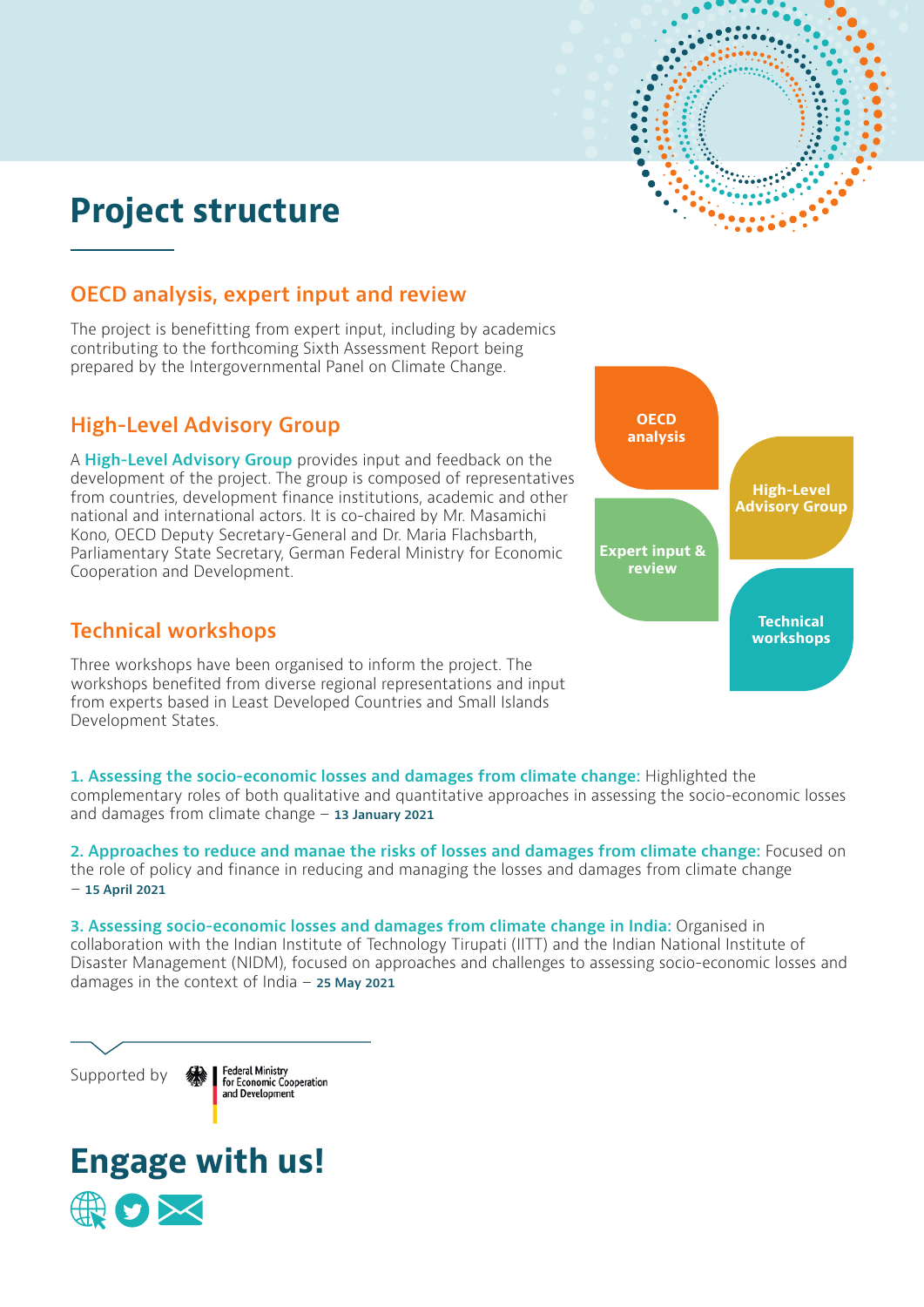# Project structure

## OECD analysis, expert input and review

The project is benefitting from expert input, including by academics contributing to the forthcoming Sixth Assessment Report being prepared by the Intergovernmental Panel on Climate Change.

## High-Level Advisory Group

A **High-Level Advisory Group** provides input and feedback on the development of the project. The group is composed of representatives from countries, development finance institutions, academic and other national and international actors. It is co-chaired by Mr. Masamichi Kono, OECD Deputy Secretary-General and Dr. Maria Flachsbarth, Parliamentary State Secretary, German Federal Ministry for Economic Cooperation and Development.

OECD analysis

High-Level Advisory Group

Expert input & review

Technical workshops

## Technical workshops

Three workshops have been organised to inform the project. The workshops benefited from diverse regional representations and input from experts based in Least Developed Countries and Small Islands Development States.

**1. Assessing the socio-economic losses and damages from climate change:** Highlighted the complementary roles of both qualitative and quantitative approaches in assessing the socio-economic losses and damages from climate change – **13 January 2021**

**2. Approaches to reduce and manae the risks of losses and damages from climate change:** Focused on the role of policy and finance in reducing and managing the losses and damages from climate change – **15 April 2021**

**3. Assessing socio-economic losses and damages from climate change in India:** Organised in collaboration with the Indian Institute of Technology Tirupati (IITT) and the Indian National Institute of Disaster Management (NIDM), focused on approaches and challenges to assessing socio-economic losses and damages in the context of India – **25 May 2021**

Supported by Federal Ministry for Economic Cooperation and Development

# Engage with us!